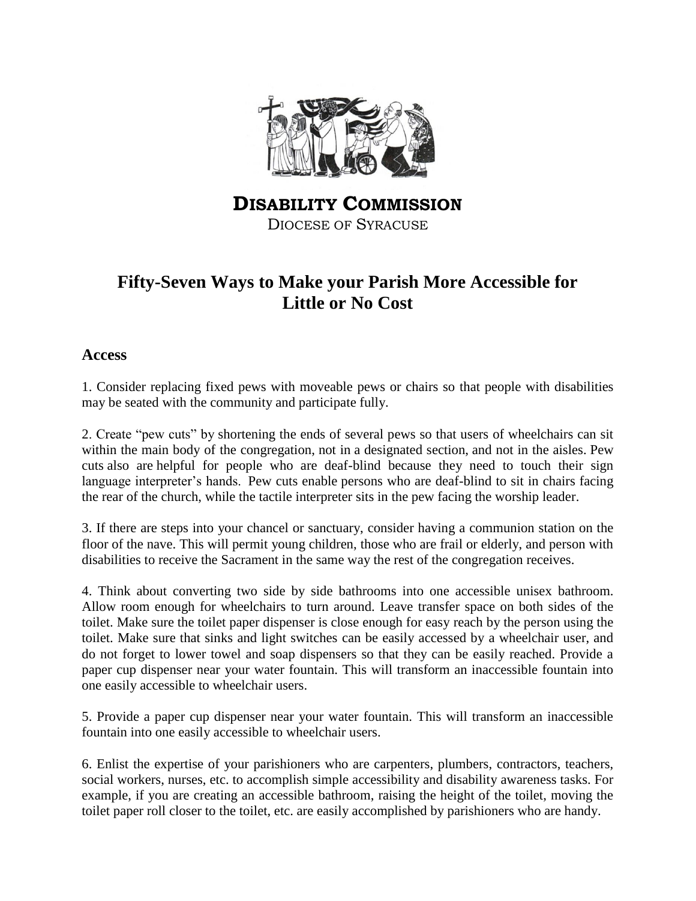# Disability Commission

Diocese of Syracuse

## Fifty-Seven Ways to Make your Parish More Accessible for Little or No Cost

### Access

1. Consider replacing fixed pews with moveable pews or chairs so that people with disabilities may be seated with the community and participate fully.

2. Create "pew cuts" by shortening the ends of several pews so that users of wheelchairs can sit within the main body of the congregation, not in a designated section, and not in the aisles. Pew cuts also are helpful for people who are deaf-blind because they need to touch their sign language interpreter's hands. Pew cuts enable persons who are deaf-blind to sit in chairs facing the rear of the church, while the tactile interpreter sits in the pew facing the worship leader.

3. If there are steps into your chancel or sanctuary, consider having a communion station on the floor of the nave. This will permit young children, those who are frail or elderly, and person with disabilities to receive the Sacrament in the same way the rest of the congregation receives.

4. Think about converting two side by side bathrooms into one accessible unisex bathroom. Allow room enough for wheelchairs to turn around. Leave transfer space on both sides of the toilet. Make sure the toilet paper dispenser is close enough for easy reach by the person using the toilet. Make sure that sinks and light switches can be easily accessed by a wheelchair user, and do not forget to lower towel and soap dispensers so that they can be easily reached. Provide a paper cup dispenser near your water fountain. This will transform an inaccessible fountain into one easily accessible to wheelchair users.

5. Provide a paper cup dispenser near your water fountain. This will transform an inaccessible fountain into one easily accessible to wheelchair users.

6. Enlist the expertise of your parishioners who are carpenters, plumbers, contractors, teachers, social workers, nurses, etc. to accomplish simple accessibility and disability awareness tasks. For example, if you are creating an accessible bathroom, raising the height of the toilet, moving the toilet paper roll closer to the toilet, etc. are easily accomplished by parishioners who are handy.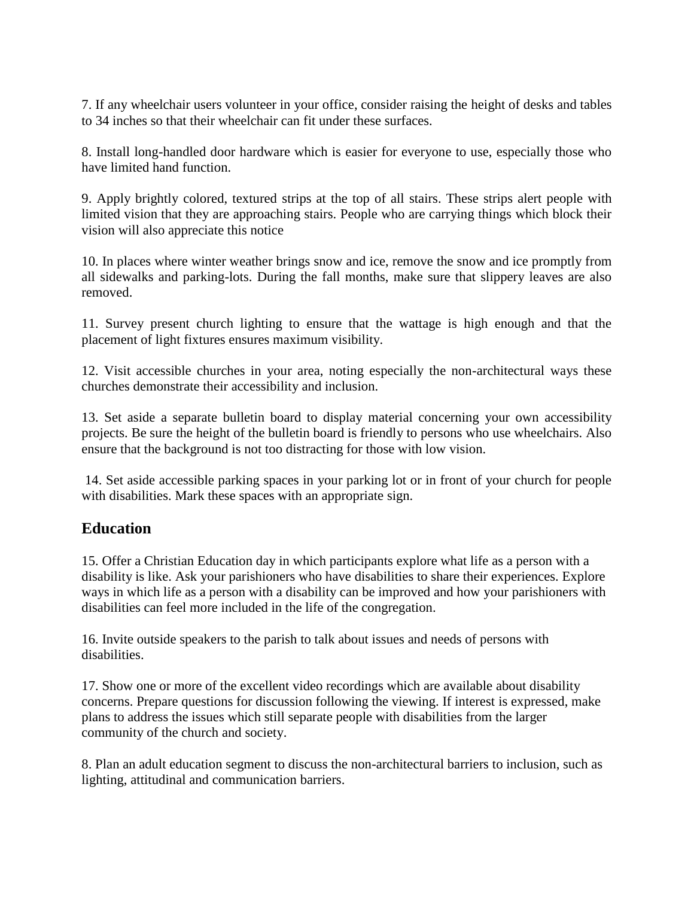7. If any wheelchair users volunteer in your office, consider raising the height of desks and tables to 34 inches so that their wheelchair can fit under these surfaces.

8. Install long-handled door hardware which is easier for everyone to use, especially those who have limited hand function.

9. Apply brightly colored, textured strips at the top of all stairs. These strips alert people with limited vision that they are approaching stairs. People who are carrying things which block their vision will also appreciate this notice

10. In places where winter weather brings snow and ice, remove the snow and ice promptly from all sidewalks and parking-lots. During the fall months, make sure that slippery leaves are also removed.

11. Survey present church lighting to ensure that the wattage is high enough and that the placement of light fixtures ensures maximum visibility.

12. Visit accessible churches in your area, noting especially the non-architectural ways these churches demonstrate their accessibility and inclusion.

13. Set aside a separate bulletin board to display material concerning your own accessibility projects. Be sure the height of the bulletin board is friendly to persons who use wheelchairs. Also ensure that the background is not too distracting for those with low vision.

14. Set aside accessible parking spaces in your parking lot or in front of your church for people with disabilities. Mark these spaces with an appropriate sign.

## Education

15. Offer a Christian Education day in which participants explore what life as a person with a disability is like. Ask your parishioners who have disabilities to share their experiences. Explore ways in which life as a person with a disability can be improved and how your parishioners with disabilities can feel more included in the life of the congregation.

16. Invite outside speakers to the parish to talk about issues and needs of persons with disabilities.

17. Show one or more of the excellent video recordings which are available about disability concerns. Prepare questions for discussion following the viewing. If interest is expressed, make plans to address the issues which still separate people with disabilities from the larger community of the church and society.

8. Plan an adult education segment to discuss the non-architectural barriers to inclusion, such as lighting, attitudinal and communication barriers.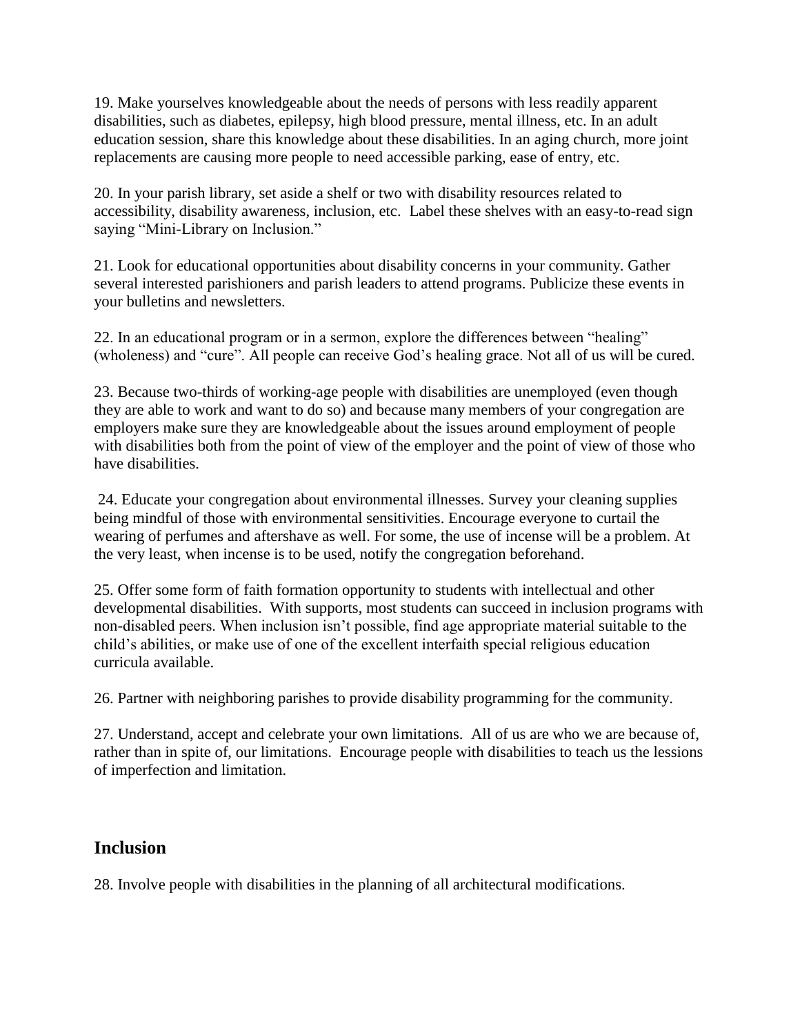19. Make yourselves knowledgeable about the needs of persons with less readily apparent disabilities, such as diabetes, epilepsy, high blood pressure, mental illness, etc. In an adult education session, share this knowledge about these disabilities. In an aging church, more joint replacements are causing more people to need accessible parking, ease of entry, etc.

20. In your parish library, set aside a shelf or two with disability resources related to accessibility, disability awareness, inclusion, etc. Label these shelves with an easy-to-read sign saying "Mini-Library on Inclusion."

21. Look for educational opportunities about disability concerns in your community. Gather several interested parishioners and parish leaders to attend programs. Publicize these events in your bulletins and newsletters.

22. In an educational program or in a sermon, explore the differences between "healing" (wholeness) and "cure". All people can receive God's healing grace. Not all of us will be cured.

23. Because two-thirds of working-age people with disabilities are unemployed (even though they are able to work and want to do so) and because many members of your congregation are employers make sure they are knowledgeable about the issues around employment of people with disabilities both from the point of view of the employer and the point of view of those who have disabilities.

24. Educate your congregation about environmental illnesses. Survey your cleaning supplies being mindful of those with environmental sensitivities. Encourage everyone to curtail the wearing of perfumes and aftershave as well. For some, the use of incense will be a problem. At the very least, when incense is to be used, notify the congregation beforehand.

25. Offer some form of faith formation opportunity to students with intellectual and other developmental disabilities. With supports, most students can succeed in inclusion programs with non-disabled peers. When inclusion isn't possible, find age appropriate material suitable to the child's abilities, or make use of one of the excellent interfaith special religious education curricula available.

26. Partner with neighboring parishes to provide disability programming for the community.

27. Understand, accept and celebrate your own limitations. All of us are who we are because of, rather than in spite of, our limitations. Encourage people with disabilities to teach us the lessions of imperfection and limitation.

## Inclusion

28. Involve people with disabilities in the planning of all architectural modifications.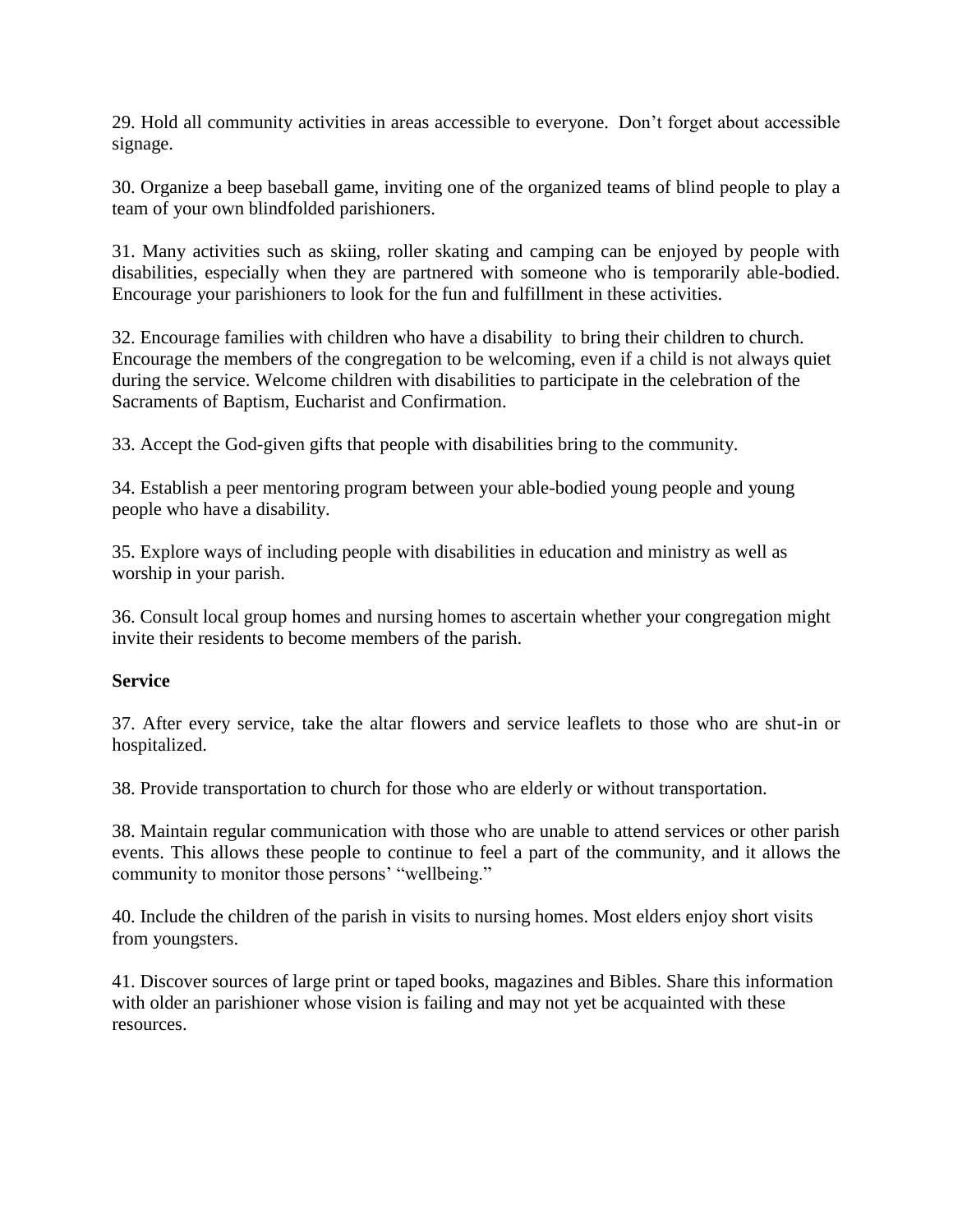29. Hold all community activities in areas accessible to everyone.  Don't forget about accessible signage.

30. Organize a beep baseball game, inviting one of the organized teams of blind people to play a team of your own blindfolded parishioners.

31. Many activities such as skiing, roller skating and camping can be enjoyed by people with disabilities, especially when they are partnered with someone who is temporarily able-bodied. Encourage your parishioners to look for the fun and fulfillment in these activities.

32. Encourage families with children who have a disability  to bring their children to church. Encourage the members of the congregation to be welcoming, even if a child is not always quiet during the service. Welcome children with disabilities to participate in the celebration of the Sacraments of Baptism, Eucharist and Confirmation.

33. Accept the God-given gifts that people with disabilities bring to the community.

34. Establish a peer mentoring program between your able-bodied young people and young people who have a disability.

35. Explore ways of including people with disabilities in education and ministry as well as worship in your parish.

36. Consult local group homes and nursing homes to ascertain whether your congregation might invite their residents to become members of the parish.

**Service**

37. After every service, take the altar flowers and service leaflets to those who are shut-in or hospitalized.

38. Provide transportation to church for those who are elderly or without transportation.

38. Maintain regular communication with those who are unable to attend services or other parish events. This allows these people to continue to feel a part of the community, and it allows the community to monitor those persons' "wellbeing."

40. Include the children of the parish in visits to nursing homes. Most elders enjoy short visits from youngsters.

41. Discover sources of large print or taped books, magazines and Bibles. Share this information with older an parishioner whose vision is failing and may not yet be acquainted with these resources.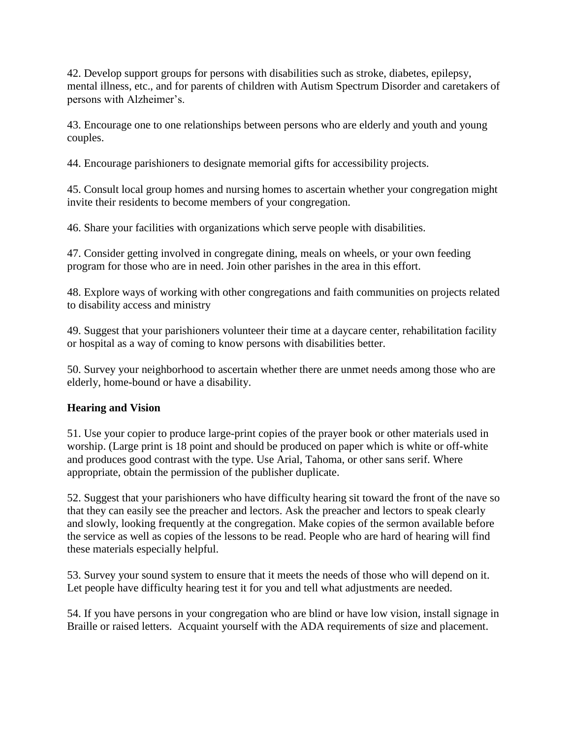42. Develop support groups for persons with disabilities such as stroke, diabetes, epilepsy, mental illness, etc., and for parents of children with Autism Spectrum Disorder and caretakers of persons with Alzheimer's.

43. Encourage one to one relationships between persons who are elderly and youth and young couples.

44. Encourage parishioners to designate memorial gifts for accessibility projects.

45. Consult local group homes and nursing homes to ascertain whether your congregation might invite their residents to become members of your congregation.

46. Share your facilities with organizations which serve people with disabilities.

47. Consider getting involved in congregate dining, meals on wheels, or your own feeding program for those who are in need. Join other parishes in the area in this effort.

48. Explore ways of working with other congregations and faith communities on projects related to disability access and ministry

49. Suggest that your parishioners volunteer their time at a daycare center, rehabilitation facility or hospital as a way of coming to know persons with disabilities better.

50. Survey your neighborhood to ascertain whether there are unmet needs among those who are elderly, home-bound or have a disability.

**Hearing and Vision**

51. Use your copier to produce large-print copies of the prayer book or other materials used in worship. (Large print is 18 point and should be produced on paper which is white or off-white and produces good contrast with the type. Use Arial, Tahoma, or other sans serif. Where appropriate, obtain the permission of the publisher duplicate.

52. Suggest that your parishioners who have difficulty hearing sit toward the front of the nave so that they can easily see the preacher and lectors. Ask the preacher and lectors to speak clearly and slowly, looking frequently at the congregation. Make copies of the sermon available before the service as well as copies of the lessons to be read. People who are hard of hearing will find these materials especially helpful.

53. Survey your sound system to ensure that it meets the needs of those who will depend on it. Let people have difficulty hearing test it for you and tell what adjustments are needed.

54. If you have persons in your congregation who are blind or have low vision, install signage in Braille or raised letters. Acquaint yourself with the ADA requirements of size and placement.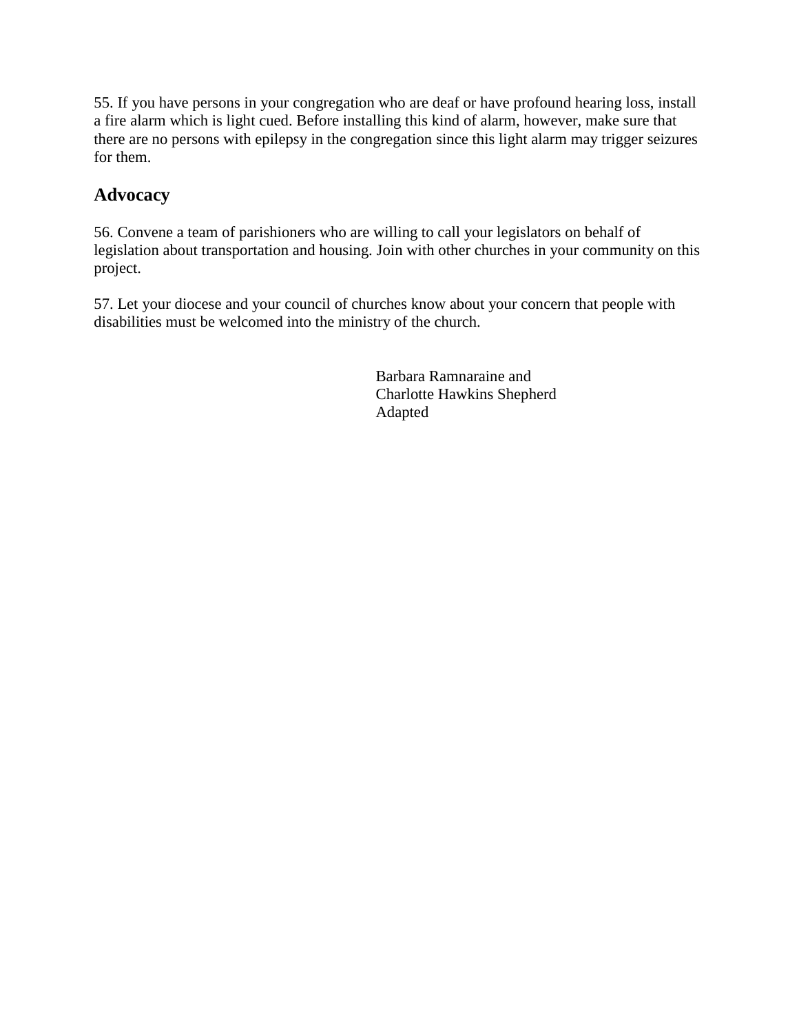55. If you have persons in your congregation who are deaf or have profound hearing loss, install a fire alarm which is light cued. Before installing this kind of alarm, however, make sure that there are no persons with epilepsy in the congregation since this light alarm may trigger seizures for them.

## Advocacy

56. Convene a team of parishioners who are willing to call your legislators on behalf of legislation about transportation and housing. Join with other churches in your community on this project.

57. Let your diocese and your council of churches know about your concern that people with disabilities must be welcomed into the ministry of the church.

Barbara Ramnaraine and
Charlotte Hawkins Shepherd
Adapted